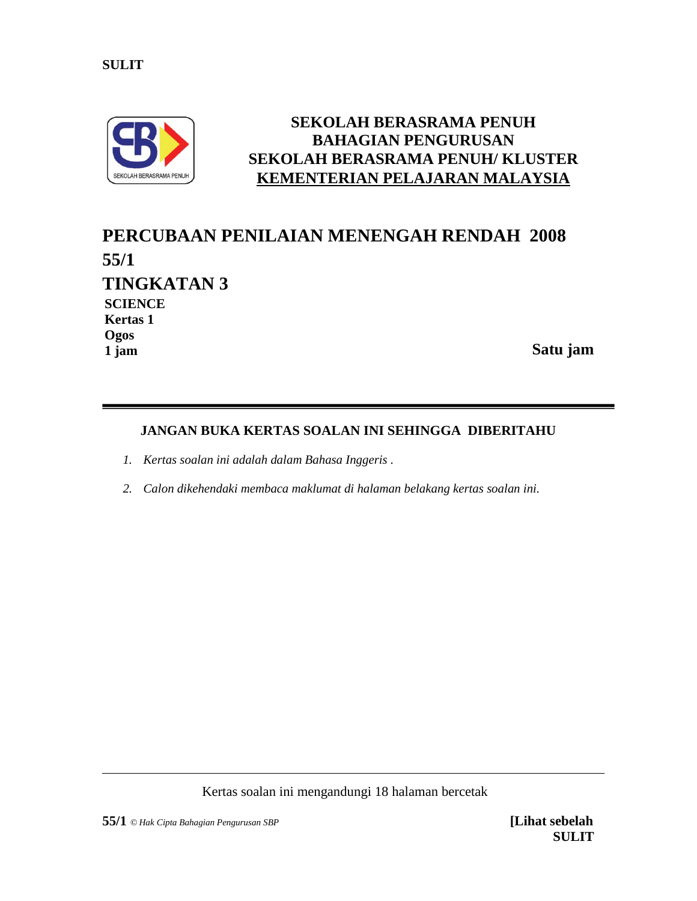**SULIT**

**SEKOLAH BERASRAMA PENUH**
**BAHAGIAN PENGURUSAN**
**SEKOLAH BERASRAMA PENUH/ KLUSTER**
**KEMENTERIAN PELAJARAN MALAYSIA**

# PERCUBAAN PENILAIAN MENENGAH RENDAH 2008

## 55/1

## TINGKATAN 3

**SCIENCE**
**Kertas 1**
**Ogos**
**1 jam**

**Satu jam**

---

**JANGAN BUKA KERTAS SOALAN INI SEHINGGA DIBERITAHU**

1. *Kertas soalan ini adalah dalam Bahasa Inggeris .*
2. *Calon dikehendaki membaca maklumat di halaman belakang kertas soalan ini.*

---

Kertas soalan ini mengandungi 18 halaman bercetak

**55/1** *© Hak Cipta Bahagian Pengurusan SBP*

**[Lihat sebelah**
**SULIT**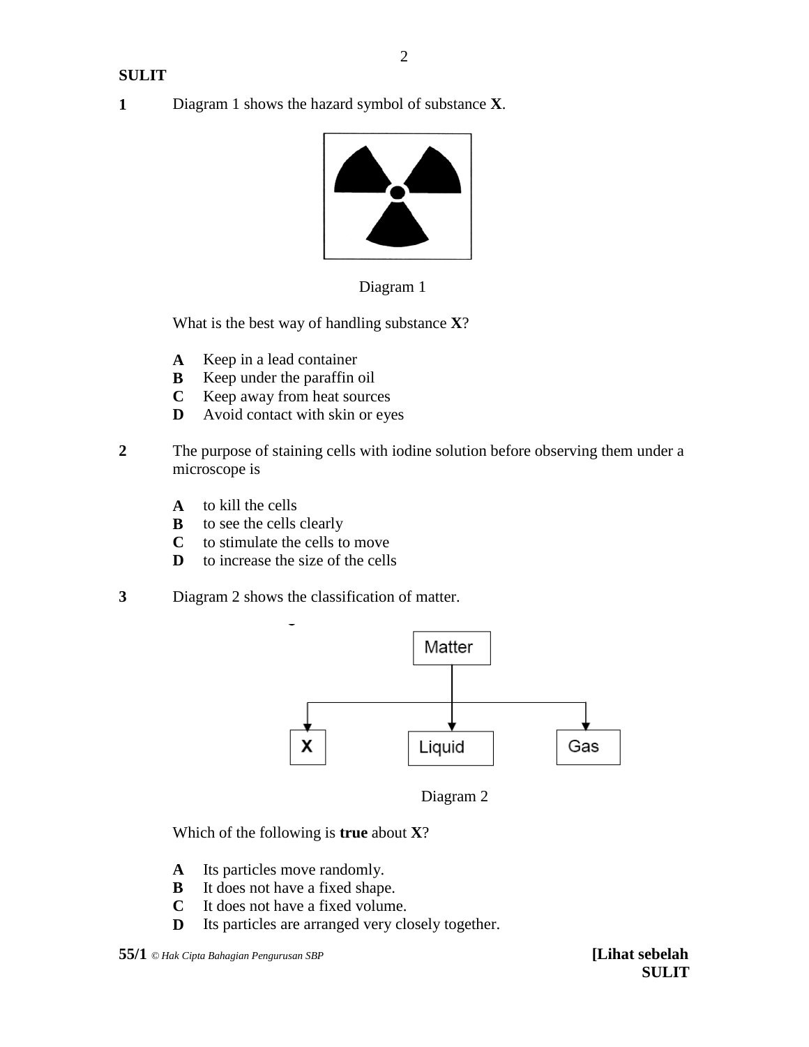**1** Diagram 1 shows the hazard symbol of substance **X**.

Diagram 1

What is the best way of handling substance **X**?

**A** Keep in a lead container
**B** Keep under the paraffin oil
**C** Keep away from heat sources
**D** Avoid contact with skin or eyes

**2** The purpose of staining cells with iodine solution before observing them under a microscope is

**A** to kill the cells
**B** to see the cells clearly
**C** to stimulate the cells to move
**D** to increase the size of the cells

**3** Diagram 2 shows the classification of matter.

Matter → X, Liquid, Gas

Diagram 2

Which of the following is **true** about **X**?

**A** Its particles move randomly.
**B** It does not have a fixed shape.
**C** It does not have a fixed volume.
**D** Its particles are arranged very closely together.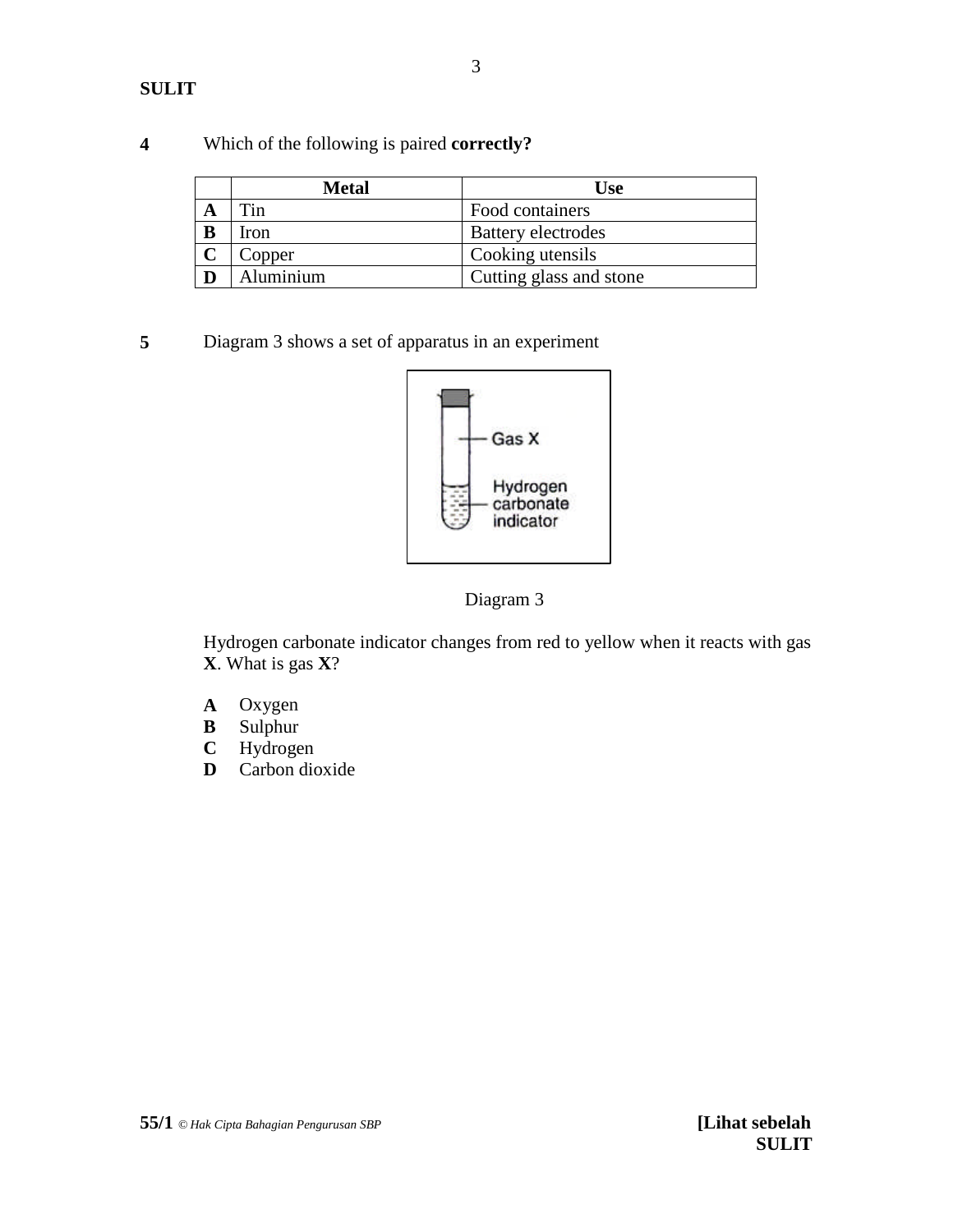**4** Which of the following is paired **correctly?**

| | Metal | Use |
|---|---|---|
| **A** | Tin | Food containers |
| **B** | Iron | Battery electrodes |
| **C** | Copper | Cooking utensils |
| **D** | Aluminium | Cutting glass and stone |

**5** Diagram 3 shows a set of apparatus in an experiment

Gas X

Hydrogen carbonate indicator

Diagram 3

Hydrogen carbonate indicator changes from red to yellow when it reacts with gas **X**. What is gas **X**?

**A** Oxygen
**B** Sulphur
**C** Hydrogen
**D** Carbon dioxide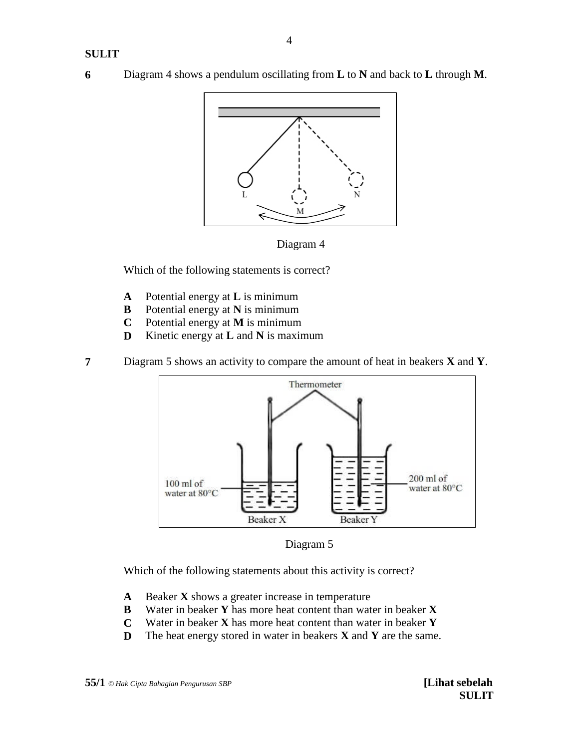**6** Diagram 4 shows a pendulum oscillating from **L** to **N** and back to **L** through **M**.

Diagram 4

Which of the following statements is correct?

**A** Potential energy at **L** is minimum
**B** Potential energy at **N** is minimum
**C** Potential energy at **M** is minimum
**D** Kinetic energy at **L** and **N** is maximum

**7** Diagram 5 shows an activity to compare the amount of heat in beakers **X** and **Y**.

Diagram 5

Which of the following statements about this activity is correct?

**A** Beaker **X** shows a greater increase in temperature
**B** Water in beaker **Y** has more heat content than water in beaker **X**
**C** Water in beaker **X** has more heat content than water in beaker **Y**
**D** The heat energy stored in water in beakers **X** and **Y** are the same.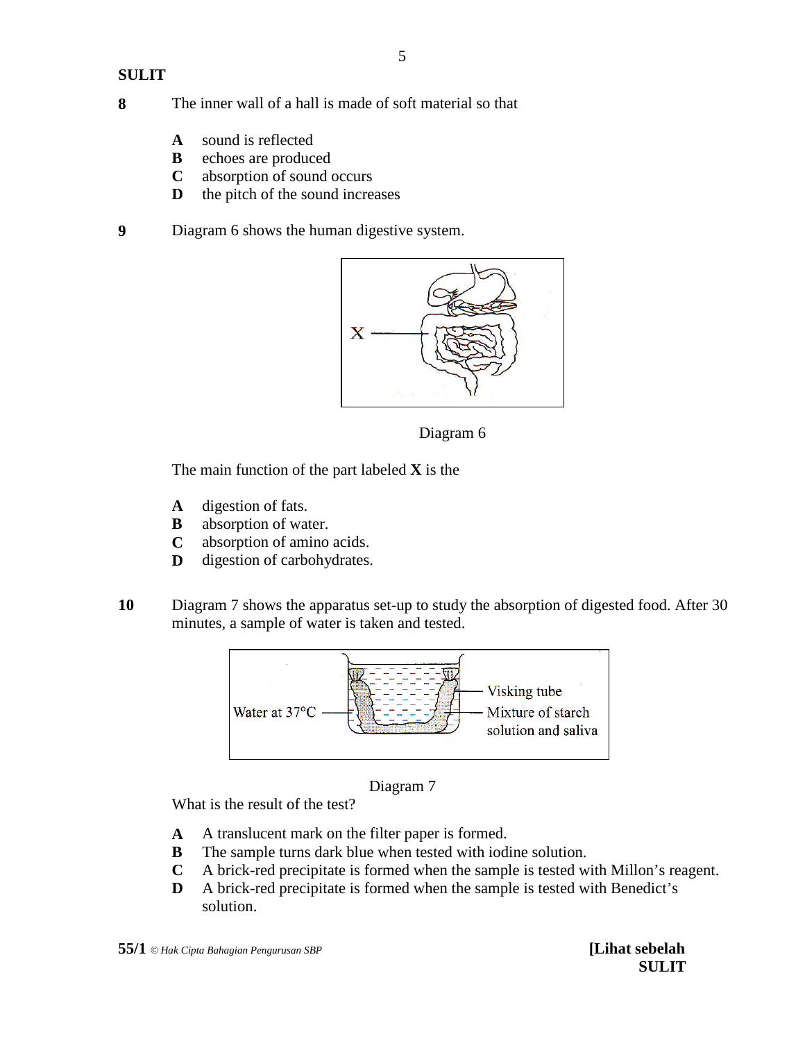**8** The inner wall of a hall is made of soft material so that

- **A** sound is reflected
- **B** echoes are produced
- **C** absorption of sound occurs
- **D** the pitch of the sound increases

**9** Diagram 6 shows the human digestive system.

Diagram 6

The main function of the part labeled **X** is the

- **A** digestion of fats.
- **B** absorption of water.
- **C** absorption of amino acids.
- **D** digestion of carbohydrates.

**10** Diagram 7 shows the apparatus set-up to study the absorption of digested food. After 30 minutes, a sample of water is taken and tested.

Diagram 7

What is the result of the test?

- **A** A translucent mark on the filter paper is formed.
- **B** The sample turns dark blue when tested with iodine solution.
- **C** A brick-red precipitate is formed when the sample is tested with Millon's reagent.
- **D** A brick-red precipitate is formed when the sample is tested with Benedict's solution.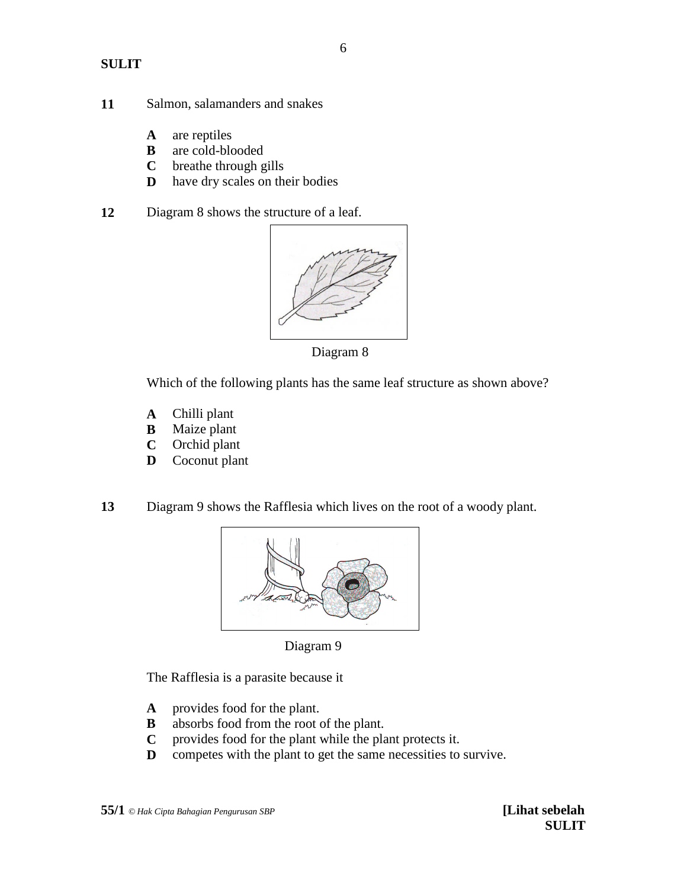**11** Salmon, salamanders and snakes

- **A** are reptiles
- **B** are cold-blooded
- **C** breathe through gills
- **D** have dry scales on their bodies

**12** Diagram 8 shows the structure of a leaf.

Diagram 8

Which of the following plants has the same leaf structure as shown above?

- **A** Chilli plant
- **B** Maize plant
- **C** Orchid plant
- **D** Coconut plant

**13** Diagram 9 shows the Rafflesia which lives on the root of a woody plant.

Diagram 9

The Rafflesia is a parasite because it

- **A** provides food for the plant.
- **B** absorbs food from the root of the plant.
- **C** provides food for the plant while the plant protects it.
- **D** competes with the plant to get the same necessities to survive.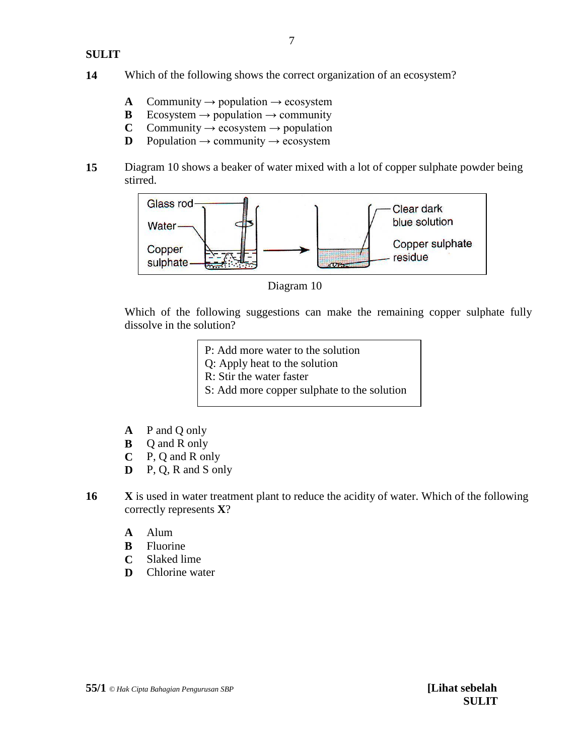**14** Which of the following shows the correct organization of an ecosystem?

**A** Community → population → ecosystem
**B** Ecosystem → population → community
**C** Community → ecosystem → population
**D** Population → community → ecosystem

**15** Diagram 10 shows a beaker of water mixed with a lot of copper sulphate powder being stirred.

Glass rod
Water
Copper sulphate
Clear dark blue solution
Copper sulphate residue

Diagram 10

Which of the following suggestions can make the remaining copper sulphate fully dissolve in the solution?

| P: Add more water to the solution |
|---|
| Q: Apply heat to the solution |
| R: Stir the water faster |
| S: Add more copper sulphate to the solution |

**A** P and Q only
**B** Q and R only
**C** P, Q and R only
**D** P, Q, R and S only

**16** **X** is used in water treatment plant to reduce the acidity of water. Which of the following correctly represents **X**?

**A** Alum
**B** Fluorine
**C** Slaked lime
**D** Chlorine water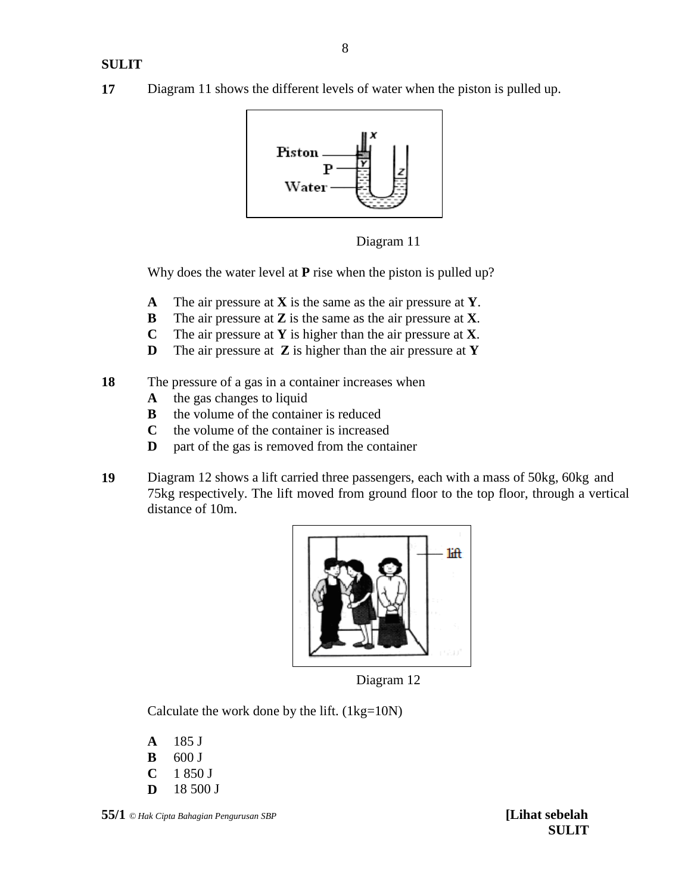**17** Diagram 11 shows the different levels of water when the piston is pulled up.

Diagram 11

Why does the water level at **P** rise when the piston is pulled up?

**A** The air pressure at **X** is the same as the air pressure at **Y**.
**B** The air pressure at **Z** is the same as the air pressure at **X**.
**C** The air pressure at **Y** is higher than the air pressure at **X**.
**D** The air pressure at **Z** is higher than the air pressure at **Y**

**18** The pressure of a gas in a container increases when

**A** the gas changes to liquid
**B** the volume of the container is reduced
**C** the volume of the container is increased
**D** part of the gas is removed from the container

**19** Diagram 12 shows a lift carried three passengers, each with a mass of 50kg, 60kg and 75kg respectively. The lift moved from ground floor to the top floor, through a vertical distance of 10m.

Diagram 12

Calculate the work done by the lift. (1kg=10N)

**A** 185 J
**B** 600 J
**C** 1 850 J
**D** 18 500 J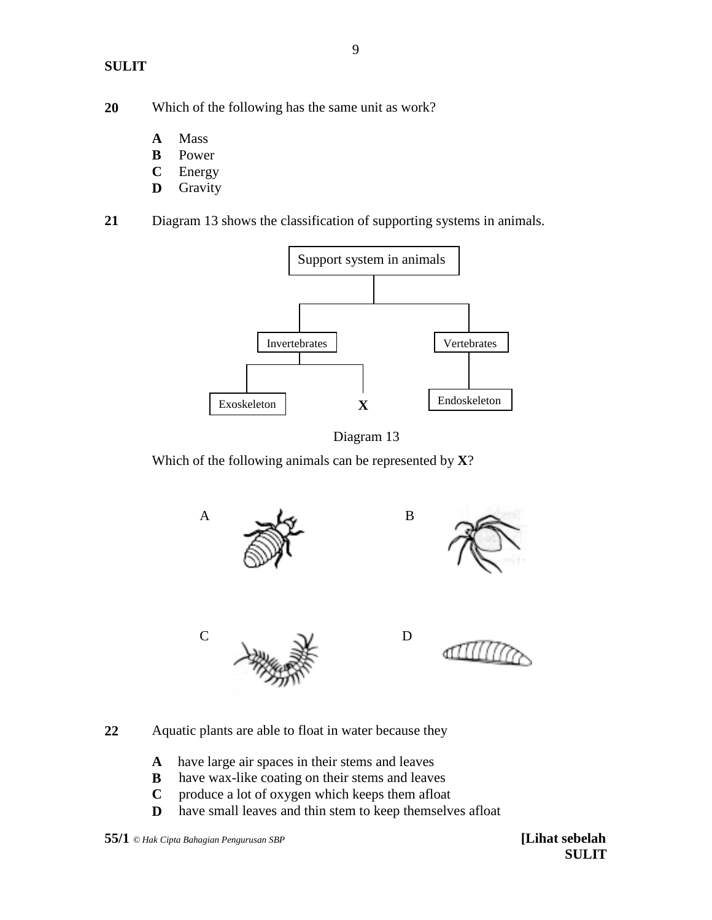**20** Which of the following has the same unit as work?

**A** Mass
**B** Power
**C** Energy
**D** Gravity

**21** Diagram 13 shows the classification of supporting systems in animals.

Support system in animals

Invertebrates — Exoskeleton, **X**

Vertebrates — Endoskeleton

Diagram 13

Which of the following animals can be represented by **X**?

A

B

C

D

**22** Aquatic plants are able to float in water because they

**A** have large air spaces in their stems and leaves
**B** have wax-like coating on their stems and leaves
**C** produce a lot of oxygen which keeps them afloat
**D** have small leaves and thin stem to keep themselves afloat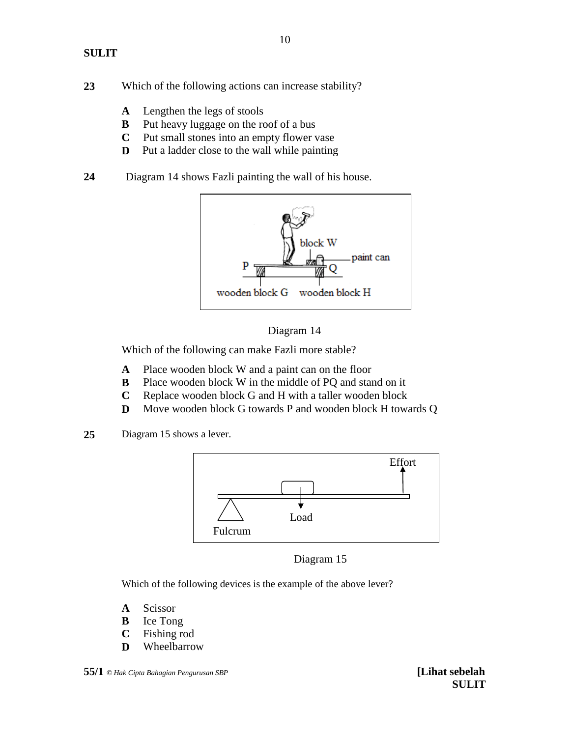**23** Which of the following actions can increase stability?

- **A** Lengthen the legs of stools
- **B** Put heavy luggage on the roof of a bus
- **C** Put small stones into an empty flower vase
- **D** Put a ladder close to the wall while painting

**24** Diagram 14 shows Fazli painting the wall of his house.

Diagram 14

Which of the following can make Fazli more stable?

- **A** Place wooden block W and a paint can on the floor
- **B** Place wooden block W in the middle of PQ and stand on it
- **C** Replace wooden block G and H with a taller wooden block
- **D** Move wooden block G towards P and wooden block H towards Q

**25** Diagram 15 shows a lever.

Diagram 15

Which of the following devices is the example of the above lever?

- **A** Scissor
- **B** Ice Tong
- **C** Fishing rod
- **D** Wheelbarrow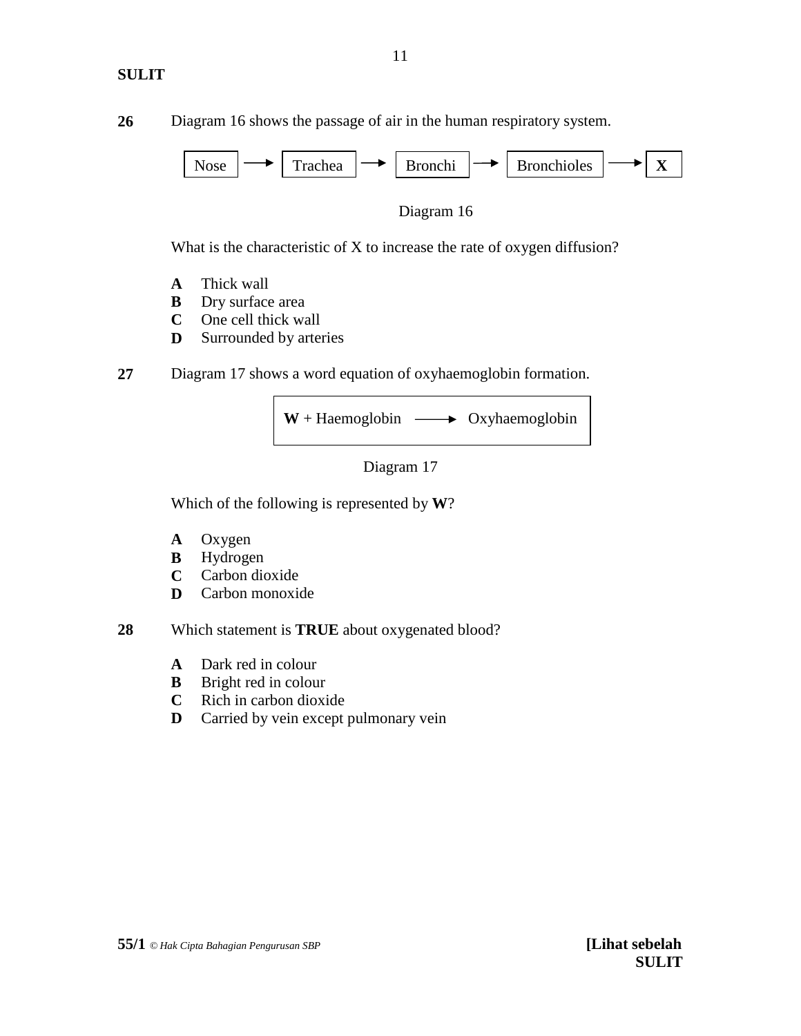**26** Diagram 16 shows the passage of air in the human respiratory system.

Nose → Trachea → Bronchi → Bronchioles → **X**

Diagram 16

What is the characteristic of X to increase the rate of oxygen diffusion?

**A** Thick wall
**B** Dry surface area
**C** One cell thick wall
**D** Surrounded by arteries

**27** Diagram 17 shows a word equation of oxyhaemoglobin formation.

**W** + Haemoglobin ⟶ Oxyhaemoglobin

Diagram 17

Which of the following is represented by **W**?

**A** Oxygen
**B** Hydrogen
**C** Carbon dioxide
**D** Carbon monoxide

**28** Which statement is **TRUE** about oxygenated blood?

**A** Dark red in colour
**B** Bright red in colour
**C** Rich in carbon dioxide
**D** Carried by vein except pulmonary vein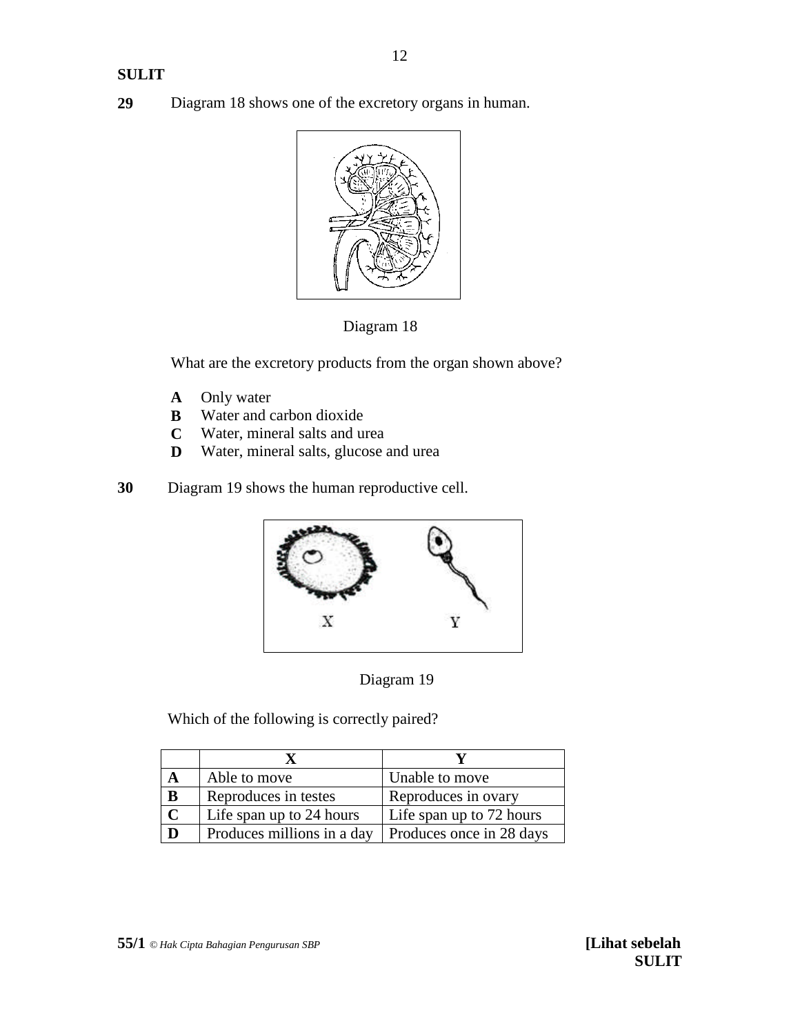**29** Diagram 18 shows one of the excretory organs in human.

Diagram 18

What are the excretory products from the organ shown above?

**A** Only water
**B** Water and carbon dioxide
**C** Water, mineral salts and urea
**D** Water, mineral salts, glucose and urea

**30** Diagram 19 shows the human reproductive cell.

Diagram 19

Which of the following is correctly paired?

| | X | Y |
|---|---|---|
| **A** | Able to move | Unable to move |
| **B** | Reproduces in testes | Reproduces in ovary |
| **C** | Life span up to 24 hours | Life span up to 72 hours |
| **D** | Produces millions in a day | Produces once in 28 days |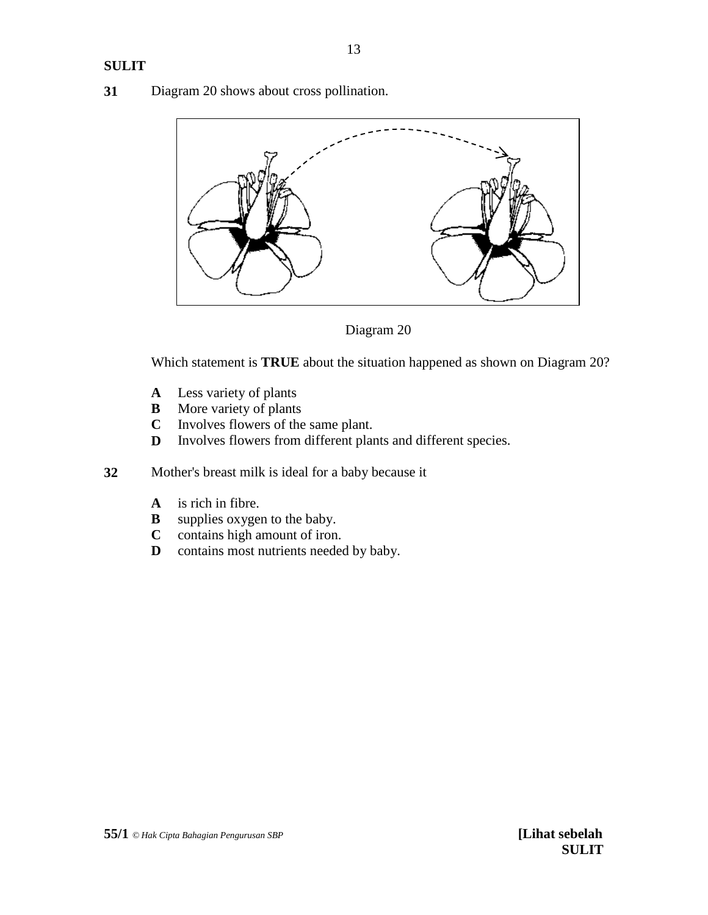**31** Diagram 20 shows about cross pollination.

Diagram 20

Which statement is **TRUE** about the situation happened as shown on Diagram 20?

- **A** Less variety of plants
- **B** More variety of plants
- **C** Involves flowers of the same plant.
- **D** Involves flowers from different plants and different species.

**32** Mother's breast milk is ideal for a baby because it

- **A** is rich in fibre.
- **B** supplies oxygen to the baby.
- **C** contains high amount of iron.
- **D** contains most nutrients needed by baby.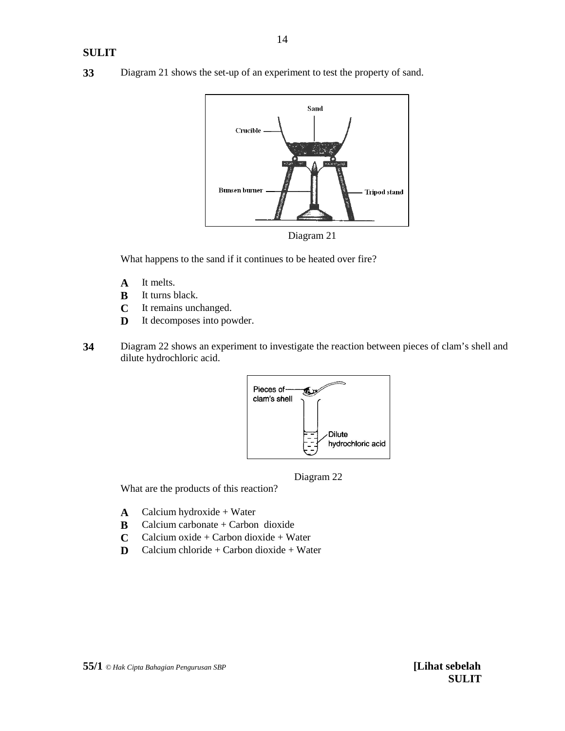**33** Diagram 21 shows the set-up of an experiment to test the property of sand.

Diagram 21

What happens to the sand if it continues to be heated over fire?

**A** It melts.
**B** It turns black.
**C** It remains unchanged.
**D** It decomposes into powder.

**34** Diagram 22 shows an experiment to investigate the reaction between pieces of clam's shell and dilute hydrochloric acid.

Diagram 22

What are the products of this reaction?

**A** Calcium hydroxide + Water
**B** Calcium carbonate + Carbon dioxide
**C** Calcium oxide + Carbon dioxide + Water
**D** Calcium chloride + Carbon dioxide + Water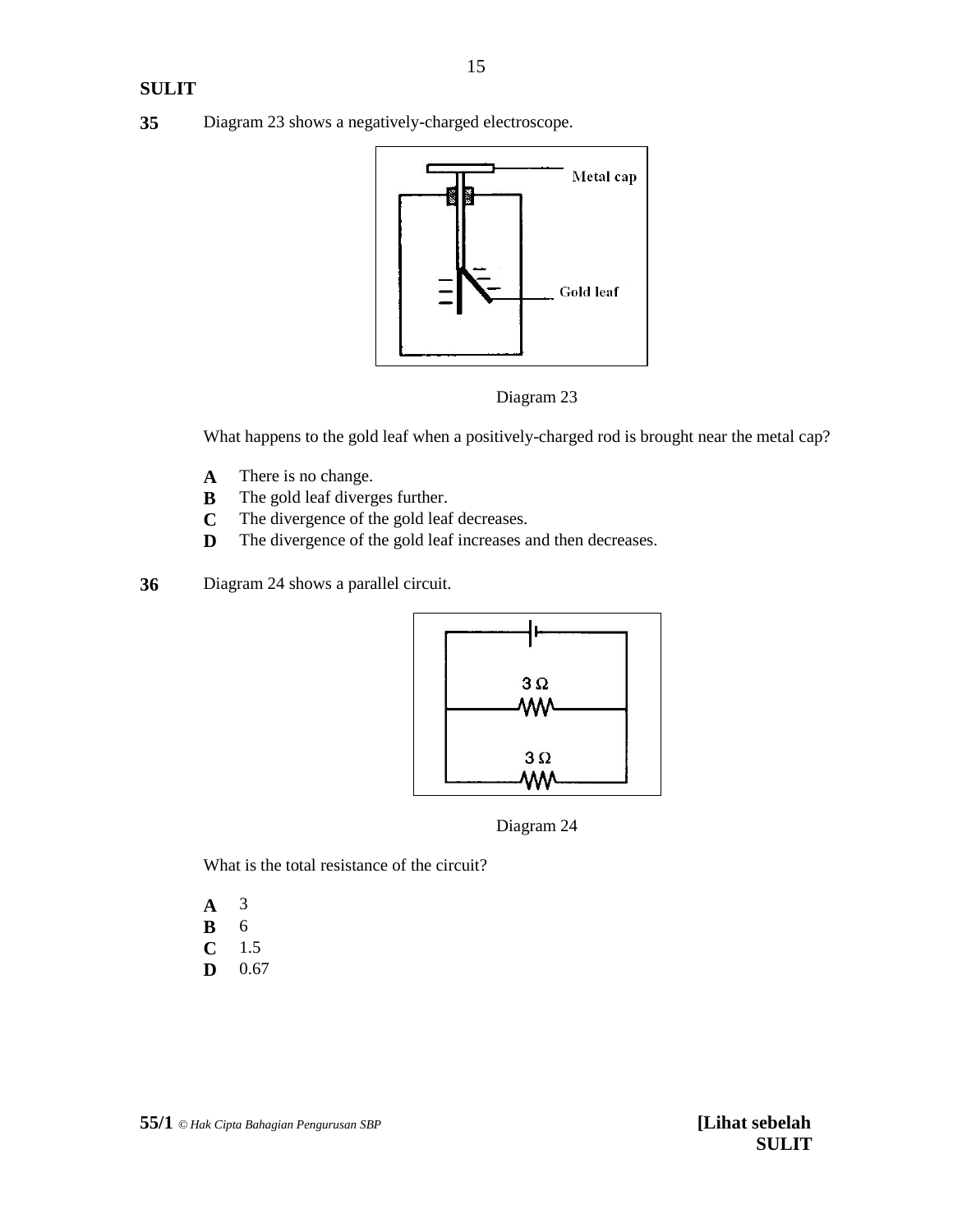**SULIT**

**35** Diagram 23 shows a negatively-charged electroscope.

Metal cap

Gold leaf

Diagram 23

What happens to the gold leaf when a positively-charged rod is brought near the metal cap?

**A** There is no change.
**B** The gold leaf diverges further.
**C** The divergence of the gold leaf decreases.
**D** The divergence of the gold leaf increases and then decreases.

**36** Diagram 24 shows a parallel circuit.

3 Ω

3 Ω

Diagram 24

What is the total resistance of the circuit?

**A** 3
**B** 6
**C** 1.5
**D** 0.67

**55/1** *© Hak Cipta Bahagian Pengurusan SBP* **[Lihat sebelah SULIT**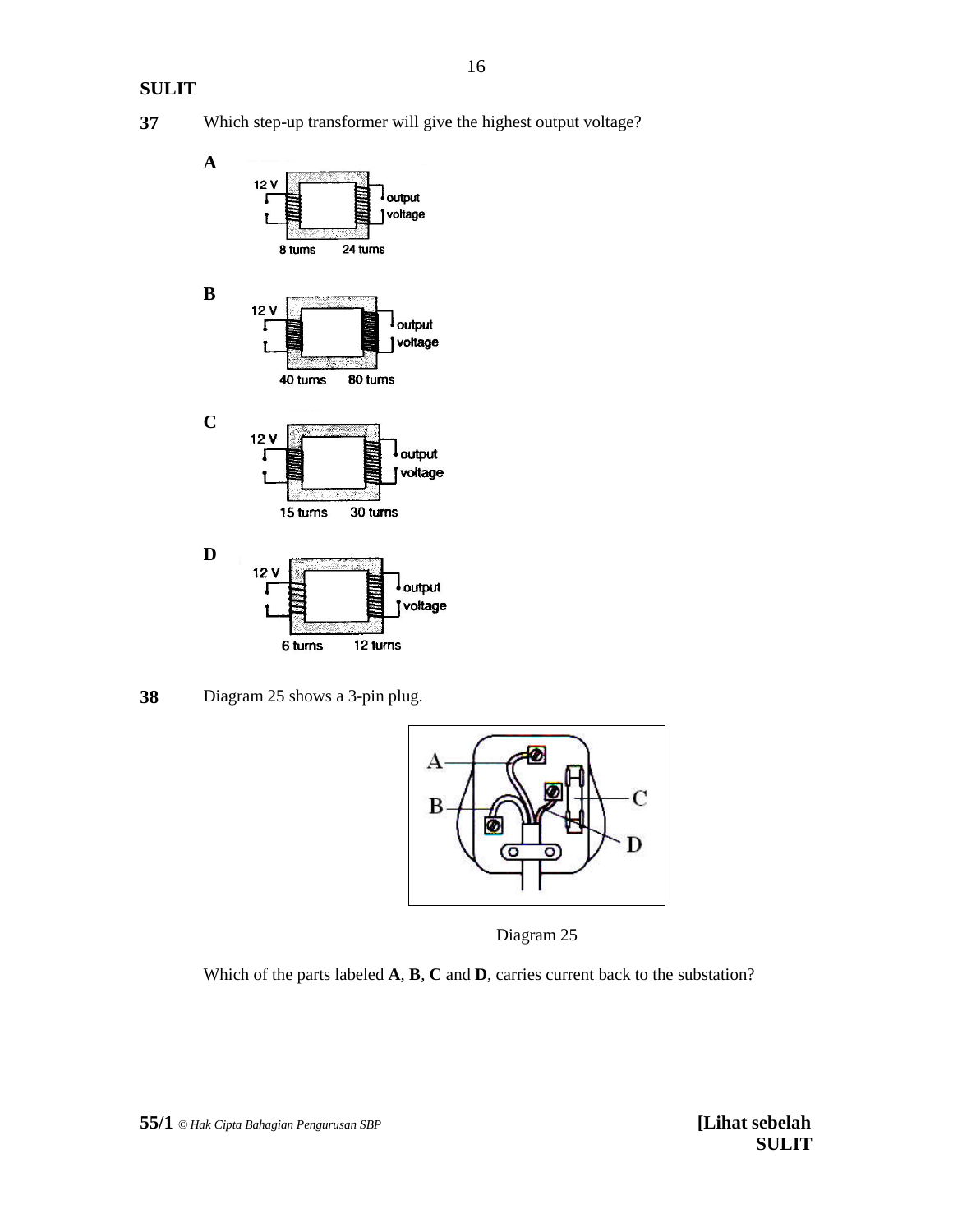**SULIT**

**37** Which step-up transformer will give the highest output voltage?

**A**

12 V — 8 turns, 24 turns — output voltage

**B**

12 V — 40 turns, 80 turns — output voltage

**C**

12 V — 15 turns, 30 turns — output voltage

**D**

12 V — 6 turns, 12 turns — output voltage

**38** Diagram 25 shows a 3-pin plug.

Diagram 25

Which of the parts labeled **A**, **B**, **C** and **D**, carries current back to the substation?

**55/1** *© Hak Cipta Bahagian Pengurusan SBP* **[Lihat sebelah SULIT**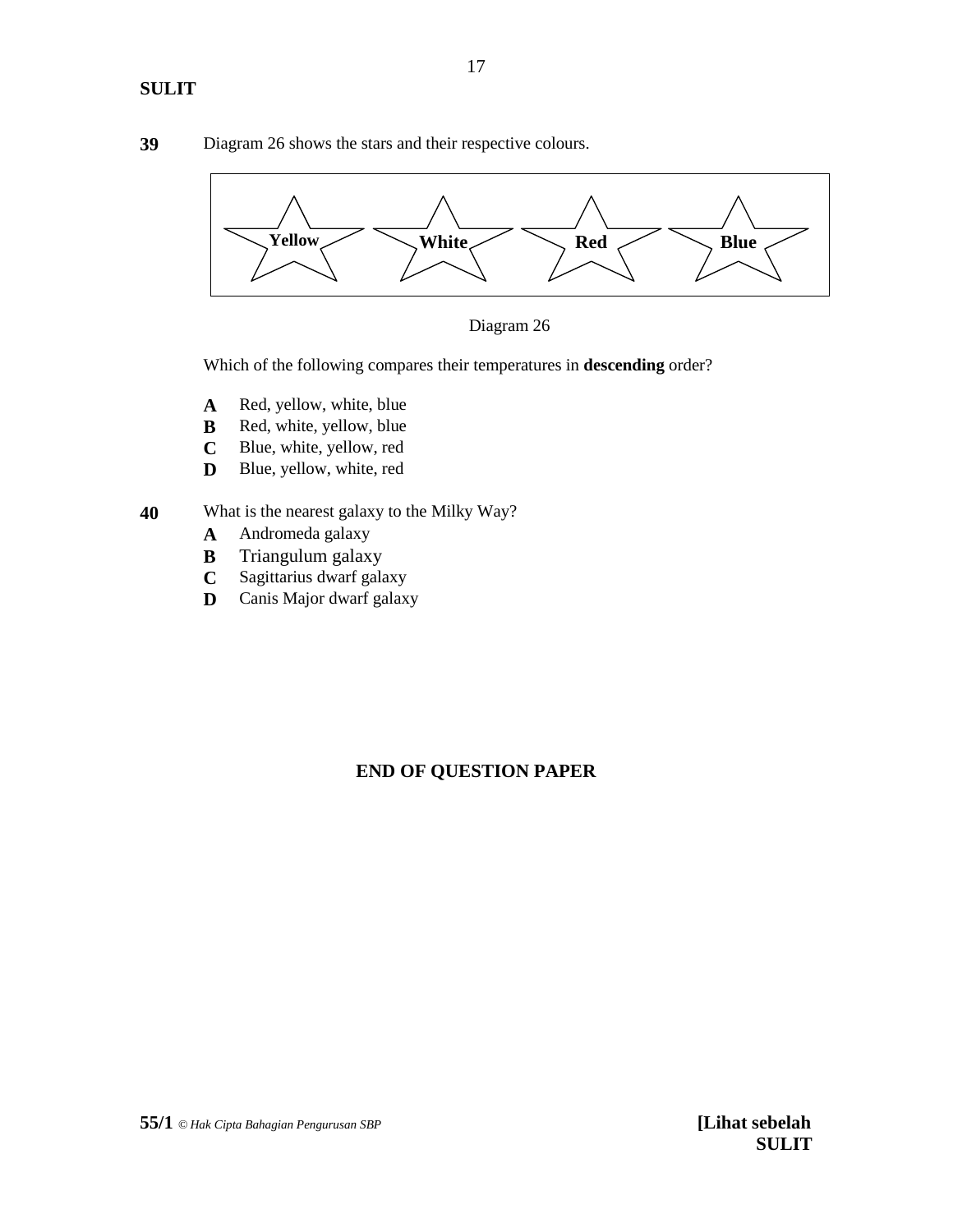**39** Diagram 26 shows the stars and their respective colours.

| Yellow | White | Red | Blue |
|---|---|---|---|

Diagram 26

Which of the following compares their temperatures in **descending** order?

**A** Red, yellow, white, blue
**B** Red, white, yellow, blue
**C** Blue, white, yellow, red
**D** Blue, yellow, white, red

**40** What is the nearest galaxy to the Milky Way?

**A** Andromeda galaxy
**B** Triangulum galaxy
**C** Sagittarius dwarf galaxy
**D** Canis Major dwarf galaxy

**END OF QUESTION PAPER**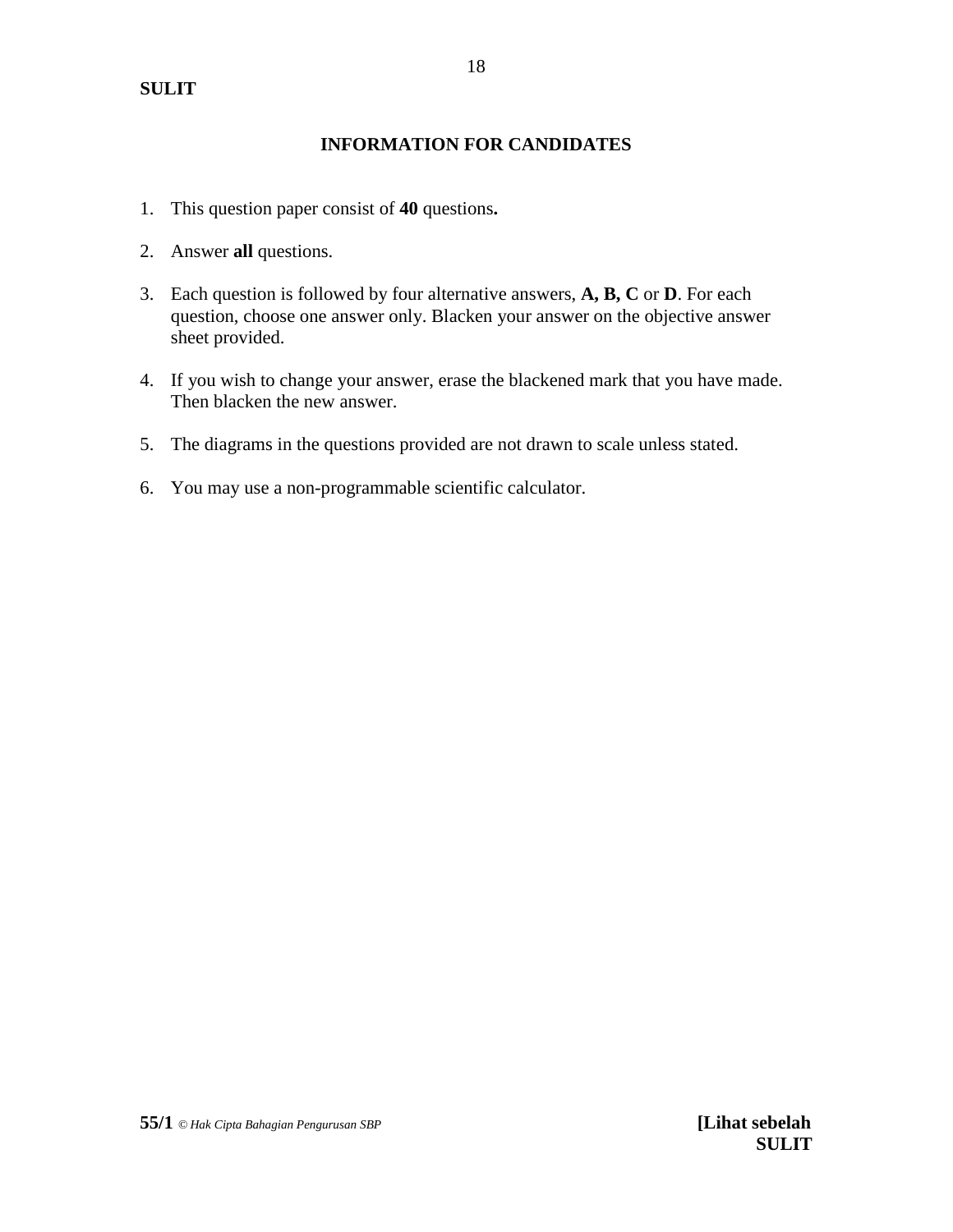## INFORMATION FOR CANDIDATES

1. This question paper consist of **40** questions**.**
2. Answer **all** questions.
3. Each question is followed by four alternative answers, **A, B, C** or **D**. For each question, choose one answer only. Blacken your answer on the objective answer sheet provided.
4. If you wish to change your answer, erase the blackened mark that you have made. Then blacken the new answer.
5. The diagrams in the questions provided are not drawn to scale unless stated.
6. You may use a non-programmable scientific calculator.